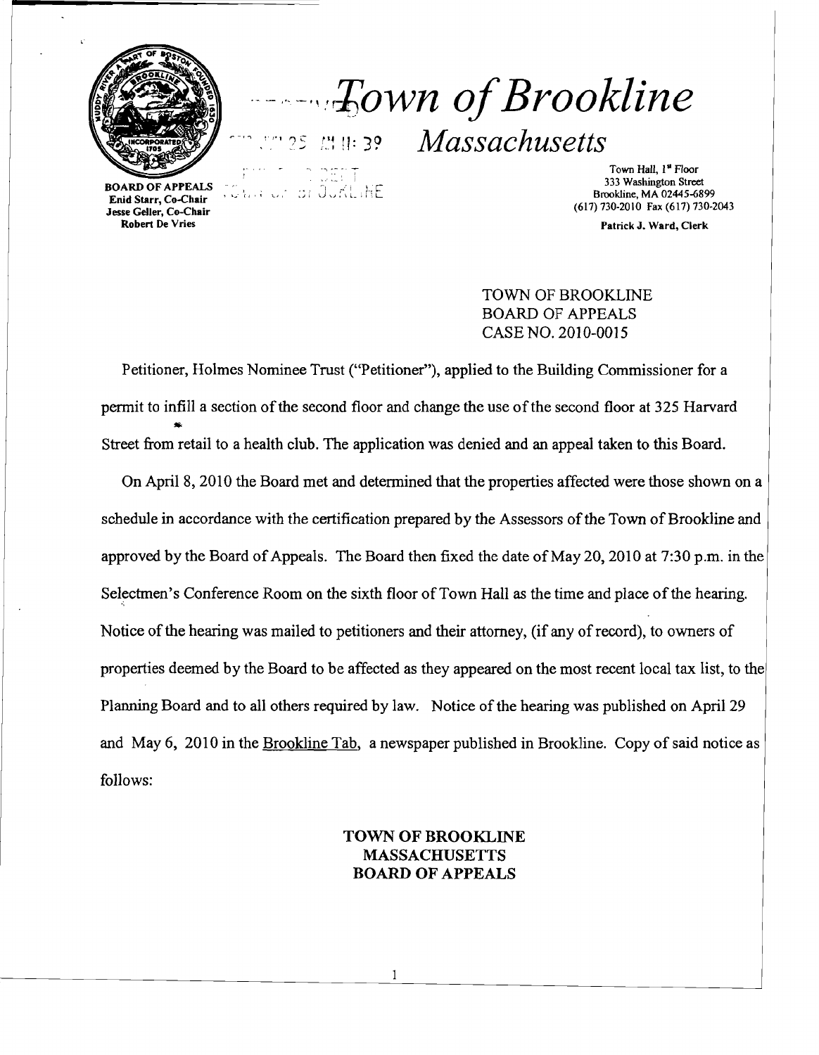# Town of Brookline

## Massachusetts

BOARD OF APPEALS
Enid Starr, Co-Chair
Jesse Geller, Co-Chair
Robert De Vries

Town Hall, 1st Floor
333 Washington Street
Brookline, MA 02445-6899
(617) 730-2010 Fax (617) 730-2043

Patrick J. Ward, Clerk

TOWN OF BROOKLINE
BOARD OF APPEALS
CASE NO. 2010-0015

Petitioner, Holmes Nominee Trust ("Petitioner"), applied to the Building Commissioner for a permit to infill a section of the second floor and change the use of the second floor at 325 Harvard Street from retail to a health club. The application was denied and an appeal taken to this Board.

On April 8, 2010 the Board met and determined that the properties affected were those shown on a schedule in accordance with the certification prepared by the Assessors of the Town of Brookline and approved by the Board of Appeals. The Board then fixed the date of May 20, 2010 at 7:30 p.m. in the Selectmen's Conference Room on the sixth floor of Town Hall as the time and place of the hearing. Notice of the hearing was mailed to petitioners and their attorney, (if any of record), to owners of properties deemed by the Board to be affected as they appeared on the most recent local tax list, to the Planning Board and to all others required by law. Notice of the hearing was published on April 29 and May 6, 2010 in the Brookline Tab, a newspaper published in Brookline. Copy of said notice as follows:

**TOWN OF BROOKLINE**
**MASSACHUSETTS**
**BOARD OF APPEALS**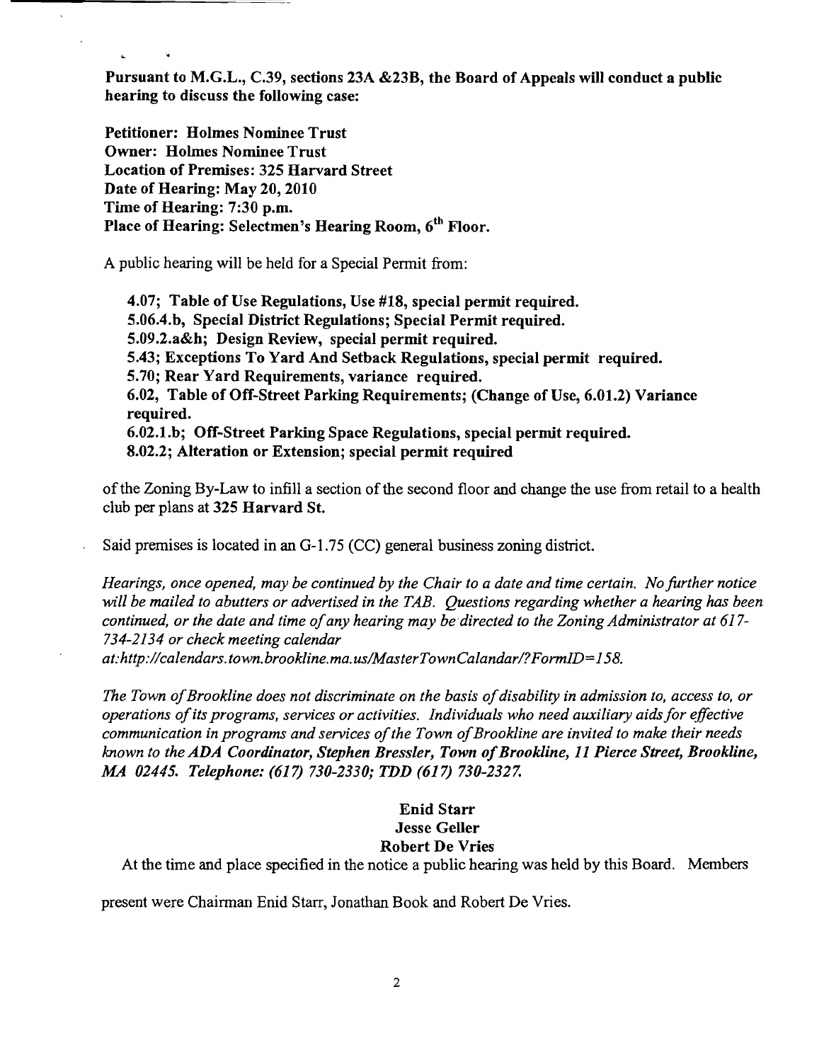**Pursuant to M.G.L., C.39, sections 23A &23B, the Board of Appeals will conduct a public hearing to discuss the following case:**

**Petitioner: Holmes Nominee Trust**
**Owner: Holmes Nominee Trust**
**Location of Premises: 325 Harvard Street**
**Date of Hearing: May 20, 2010**
**Time of Hearing: 7:30 p.m.**
**Place of Hearing: Selectmen's Hearing Room, 6th Floor.**

A public hearing will be held for a Special Permit from:

> **4.07; Table of Use Regulations, Use #18, special permit required.**
> **5.06.4.b, Special District Regulations; Special Permit required.**
> **5.09.2.a&h; Design Review, special permit required.**
> **5.43; Exceptions To Yard And Setback Regulations, special permit required.**
> **5.70; Rear Yard Requirements, variance required.**
> **6.02, Table of Off-Street Parking Requirements; (Change of Use, 6.01.2) Variance required.**
> **6.02.1.b; Off-Street Parking Space Regulations, special permit required.**
> **8.02.2; Alteration or Extension; special permit required**

of the Zoning By-Law to infill a section of the second floor and change the use from retail to a health club per plans at **325 Harvard St.**

Said premises is located in an G-1.75 (CC) general business zoning district.

*Hearings, once opened, may be continued by the Chair to a date and time certain. No further notice will be mailed to abutters or advertised in the TAB. Questions regarding whether a hearing has been continued, or the date and time of any hearing may be directed to the Zoning Administrator at 617-734-2134 or check meeting calendar at:http://calendars.town.brookline.ma.us/MasterTownCalandar/?FormID=158.*

*The Town of Brookline does not discriminate on the basis of disability in admission to, access to, or operations of its programs, services or activities. Individuals who need auxiliary aids for effective communication in programs and services of the Town of Brookline are invited to make their needs known to the **ADA Coordinator, Stephen Bressler, Town of Brookline, 11 Pierce Street, Brookline, MA 02445. Telephone: (617) 730-2330; TDD (617) 730-2327.***

**Enid Starr**
**Jesse Geller**
**Robert De Vries**

At the time and place specified in the notice a public hearing was held by this Board. Members present were Chairman Enid Starr, Jonathan Book and Robert De Vries.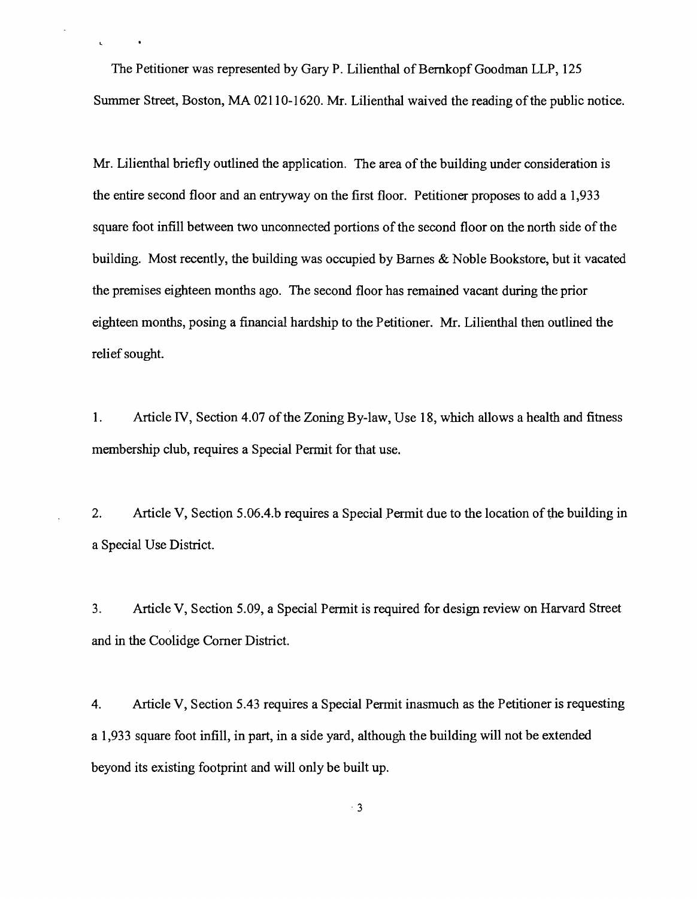The Petitioner was represented by Gary P. Lilienthal of Bernkopf Goodman LLP, 125 Summer Street, Boston, MA 02110-1620. Mr. Lilienthal waived the reading of the public notice.

Mr. Lilienthal briefly outlined the application. The area of the building under consideration is the entire second floor and an entryway on the first floor. Petitioner proposes to add a 1,933 square foot infill between two unconnected portions of the second floor on the north side of the building. Most recently, the building was occupied by Barnes & Noble Bookstore, but it vacated the premises eighteen months ago. The second floor has remained vacant during the prior eighteen months, posing a financial hardship to the Petitioner. Mr. Lilienthal then outlined the relief sought.

1. Article IV, Section 4.07 of the Zoning By-law, Use 18, which allows a health and fitness membership club, requires a Special Permit for that use.

2. Article V, Section 5.06.4.b requires a Special Permit due to the location of the building in a Special Use District.

3. Article V, Section 5.09, a Special Permit is required for design review on Harvard Street and in the Coolidge Corner District.

4. Article V, Section 5.43 requires a Special Permit inasmuch as the Petitioner is requesting a 1,933 square foot infill, in part, in a side yard, although the building will not be extended beyond its existing footprint and will only be built up.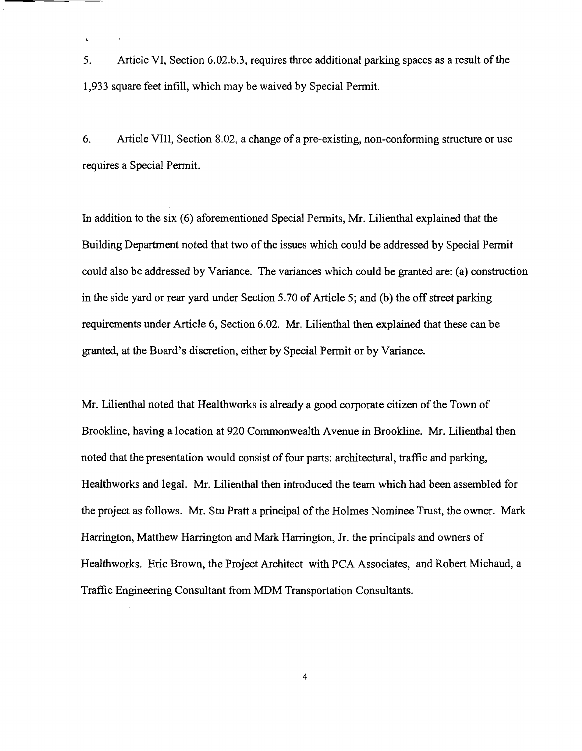5. Article VI, Section 6.02.b.3, requires three additional parking spaces as a result of the 1,933 square feet infill, which may be waived by Special Permit.

6. Article VIII, Section 8.02, a change of a pre-existing, non-conforming structure or use requires a Special Permit.

In addition to the six (6) aforementioned Special Permits, Mr. Lilienthal explained that the Building Department noted that two of the issues which could be addressed by Special Permit could also be addressed by Variance. The variances which could be granted are: (a) construction in the side yard or rear yard under Section 5.70 of Article 5; and (b) the off street parking requirements under Article 6, Section 6.02. Mr. Lilienthal then explained that these can be granted, at the Board's discretion, either by Special Permit or by Variance.

Mr. Lilienthal noted that Healthworks is already a good corporate citizen of the Town of Brookline, having a location at 920 Commonwealth Avenue in Brookline. Mr. Lilienthal then noted that the presentation would consist of four parts: architectural, traffic and parking, Healthworks and legal. Mr. Lilienthal then introduced the team which had been assembled for the project as follows. Mr. Stu Pratt a principal of the Holmes Nominee Trust, the owner. Mark Harrington, Matthew Harrington and Mark Harrington, Jr. the principals and owners of Healthworks. Eric Brown, the Project Architect with PCA Associates, and Robert Michaud, a Traffic Engineering Consultant from MDM Transportation Consultants.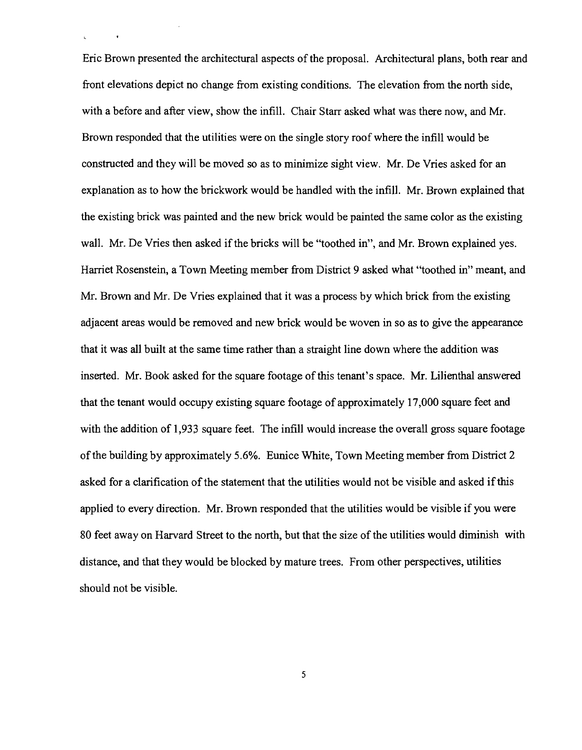Eric Brown presented the architectural aspects of the proposal. Architectural plans, both rear and front elevations depict no change from existing conditions. The elevation from the north side, with a before and after view, show the infill. Chair Starr asked what was there now, and Mr. Brown responded that the utilities were on the single story roof where the infill would be constructed and they will be moved so as to minimize sight view. Mr. De Vries asked for an explanation as to how the brickwork would be handled with the infill. Mr. Brown explained that the existing brick was painted and the new brick would be painted the same color as the existing wall. Mr. De Vries then asked if the bricks will be "toothed in", and Mr. Brown explained yes. Harriet Rosenstein, a Town Meeting member from District 9 asked what "toothed in" meant, and Mr. Brown and Mr. De Vries explained that it was a process by which brick from the existing adjacent areas would be removed and new brick would be woven in so as to give the appearance that it was all built at the same time rather than a straight line down where the addition was inserted. Mr. Book asked for the square footage of this tenant's space. Mr. Lilienthal answered that the tenant would occupy existing square footage of approximately 17,000 square feet and with the addition of 1,933 square feet. The infill would increase the overall gross square footage of the building by approximately 5.6%. Eunice White, Town Meeting member from District 2 asked for a clarification of the statement that the utilities would not be visible and asked if this applied to every direction. Mr. Brown responded that the utilities would be visible if you were 80 feet away on Harvard Street to the north, but that the size of the utilities would diminish with distance, and that they would be blocked by mature trees. From other perspectives, utilities should not be visible.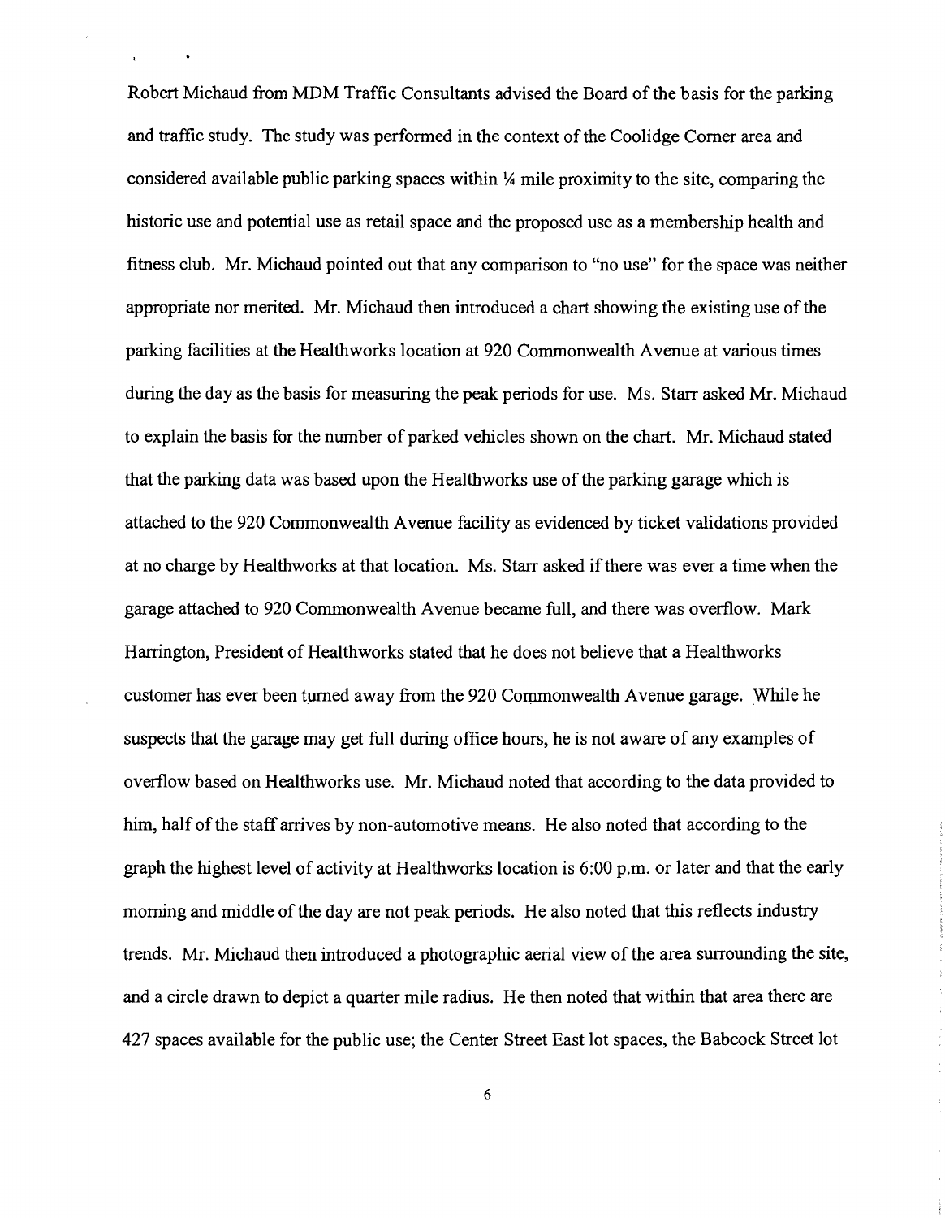Robert Michaud from MDM Traffic Consultants advised the Board of the basis for the parking and traffic study. The study was performed in the context of the Coolidge Corner area and considered available public parking spaces within ¼ mile proximity to the site, comparing the historic use and potential use as retail space and the proposed use as a membership health and fitness club. Mr. Michaud pointed out that any comparison to "no use" for the space was neither appropriate nor merited. Mr. Michaud then introduced a chart showing the existing use of the parking facilities at the Healthworks location at 920 Commonwealth Avenue at various times during the day as the basis for measuring the peak periods for use. Ms. Starr asked Mr. Michaud to explain the basis for the number of parked vehicles shown on the chart. Mr. Michaud stated that the parking data was based upon the Healthworks use of the parking garage which is attached to the 920 Commonwealth Avenue facility as evidenced by ticket validations provided at no charge by Healthworks at that location. Ms. Starr asked if there was ever a time when the garage attached to 920 Commonwealth Avenue became full, and there was overflow. Mark Harrington, President of Healthworks stated that he does not believe that a Healthworks customer has ever been turned away from the 920 Commonwealth Avenue garage. While he suspects that the garage may get full during office hours, he is not aware of any examples of overflow based on Healthworks use. Mr. Michaud noted that according to the data provided to him, half of the staff arrives by non-automotive means. He also noted that according to the graph the highest level of activity at Healthworks location is 6:00 p.m. or later and that the early morning and middle of the day are not peak periods. He also noted that this reflects industry trends. Mr. Michaud then introduced a photographic aerial view of the area surrounding the site, and a circle drawn to depict a quarter mile radius. He then noted that within that area there are 427 spaces available for the public use; the Center Street East lot spaces, the Babcock Street lot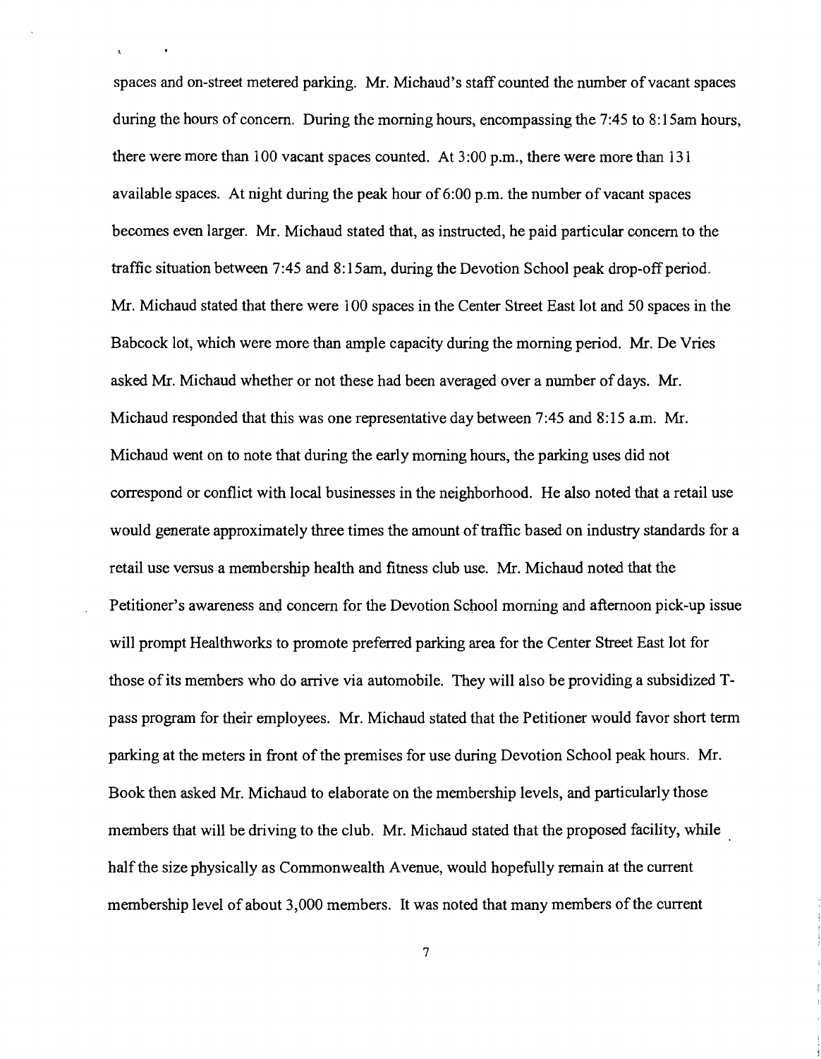spaces and on-street metered parking. Mr. Michaud's staff counted the number of vacant spaces during the hours of concern. During the morning hours, encompassing the 7:45 to 8:15am hours, there were more than 100 vacant spaces counted. At 3:00 p.m., there were more than 131 available spaces. At night during the peak hour of 6:00 p.m. the number of vacant spaces becomes even larger. Mr. Michaud stated that, as instructed, he paid particular concern to the traffic situation between 7:45 and 8:15am, during the Devotion School peak drop-off period. Mr. Michaud stated that there were 100 spaces in the Center Street East lot and 50 spaces in the Babcock lot, which were more than ample capacity during the morning period. Mr. De Vries asked Mr. Michaud whether or not these had been averaged over a number of days. Mr. Michaud responded that this was one representative day between 7:45 and 8:15 a.m. Mr. Michaud went on to note that during the early morning hours, the parking uses did not correspond or conflict with local businesses in the neighborhood. He also noted that a retail use would generate approximately three times the amount of traffic based on industry standards for a retail use versus a membership health and fitness club use. Mr. Michaud noted that the Petitioner's awareness and concern for the Devotion School morning and afternoon pick-up issue will prompt Healthworks to promote preferred parking area for the Center Street East lot for those of its members who do arrive via automobile. They will also be providing a subsidized T-pass program for their employees. Mr. Michaud stated that the Petitioner would favor short term parking at the meters in front of the premises for use during Devotion School peak hours. Mr. Book then asked Mr. Michaud to elaborate on the membership levels, and particularly those members that will be driving to the club. Mr. Michaud stated that the proposed facility, while half the size physically as Commonwealth Avenue, would hopefully remain at the current membership level of about 3,000 members. It was noted that many members of the current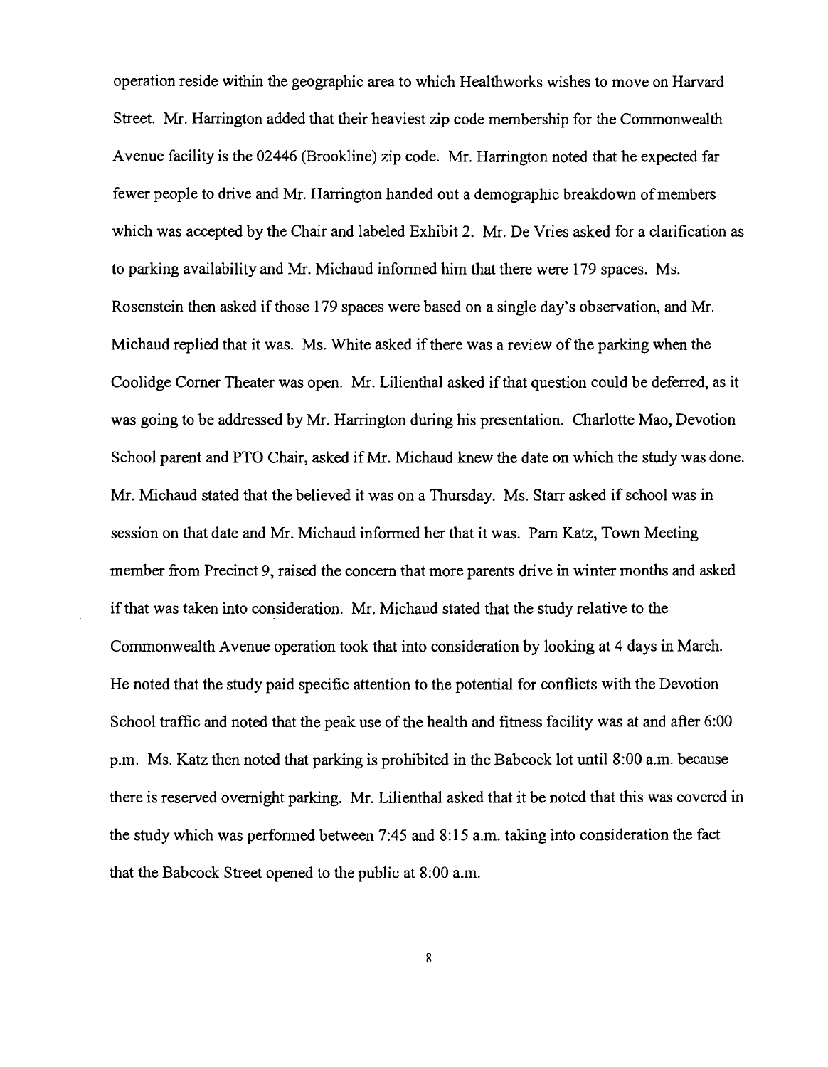operation reside within the geographic area to which Healthworks wishes to move on Harvard Street. Mr. Harrington added that their heaviest zip code membership for the Commonwealth Avenue facility is the 02446 (Brookline) zip code. Mr. Harrington noted that he expected far fewer people to drive and Mr. Harrington handed out a demographic breakdown of members which was accepted by the Chair and labeled Exhibit 2. Mr. De Vries asked for a clarification as to parking availability and Mr. Michaud informed him that there were 179 spaces. Ms. Rosenstein then asked if those 179 spaces were based on a single day's observation, and Mr. Michaud replied that it was. Ms. White asked if there was a review of the parking when the Coolidge Corner Theater was open. Mr. Lilienthal asked if that question could be deferred, as it was going to be addressed by Mr. Harrington during his presentation. Charlotte Mao, Devotion School parent and PTO Chair, asked if Mr. Michaud knew the date on which the study was done. Mr. Michaud stated that the believed it was on a Thursday. Ms. Starr asked if school was in session on that date and Mr. Michaud informed her that it was. Pam Katz, Town Meeting member from Precinct 9, raised the concern that more parents drive in winter months and asked if that was taken into consideration. Mr. Michaud stated that the study relative to the Commonwealth Avenue operation took that into consideration by looking at 4 days in March. He noted that the study paid specific attention to the potential for conflicts with the Devotion School traffic and noted that the peak use of the health and fitness facility was at and after 6:00 p.m. Ms. Katz then noted that parking is prohibited in the Babcock lot until 8:00 a.m. because there is reserved overnight parking. Mr. Lilienthal asked that it be noted that this was covered in the study which was performed between 7:45 and 8:15 a.m. taking into consideration the fact that the Babcock Street opened to the public at 8:00 a.m.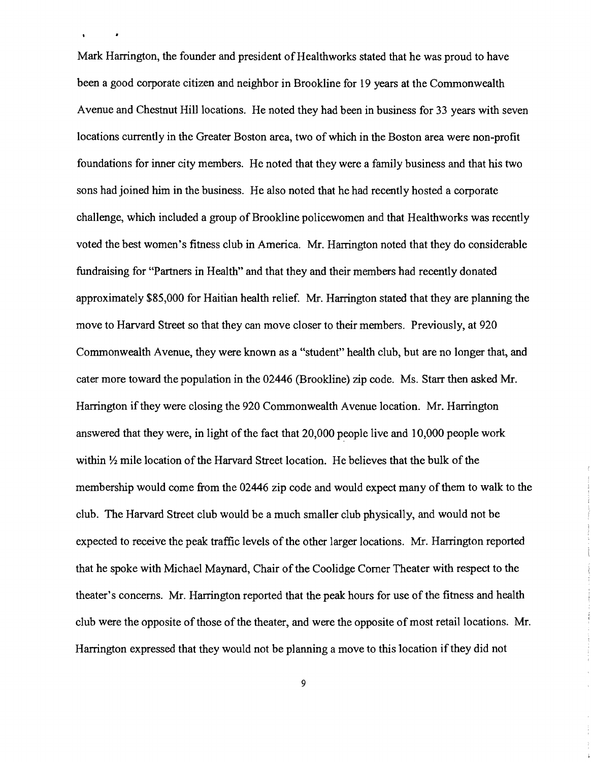Mark Harrington, the founder and president of Healthworks stated that he was proud to have been a good corporate citizen and neighbor in Brookline for 19 years at the Commonwealth Avenue and Chestnut Hill locations. He noted they had been in business for 33 years with seven locations currently in the Greater Boston area, two of which in the Boston area were non-profit foundations for inner city members. He noted that they were a family business and that his two sons had joined him in the business. He also noted that he had recently hosted a corporate challenge, which included a group of Brookline policewomen and that Healthworks was recently voted the best women's fitness club in America. Mr. Harrington noted that they do considerable fundraising for "Partners in Health" and that they and their members had recently donated approximately $85,000 for Haitian health relief. Mr. Harrington stated that they are planning the move to Harvard Street so that they can move closer to their members. Previously, at 920 Commonwealth Avenue, they were known as a "student" health club, but are no longer that, and cater more toward the population in the 02446 (Brookline) zip code. Ms. Starr then asked Mr. Harrington if they were closing the 920 Commonwealth Avenue location. Mr. Harrington answered that they were, in light of the fact that 20,000 people live and 10,000 people work within ½ mile location of the Harvard Street location. He believes that the bulk of the membership would come from the 02446 zip code and would expect many of them to walk to the club. The Harvard Street club would be a much smaller club physically, and would not be expected to receive the peak traffic levels of the other larger locations. Mr. Harrington reported that he spoke with Michael Maynard, Chair of the Coolidge Corner Theater with respect to the theater's concerns. Mr. Harrington reported that the peak hours for use of the fitness and health club were the opposite of those of the theater, and were the opposite of most retail locations. Mr. Harrington expressed that they would not be planning a move to this location if they did not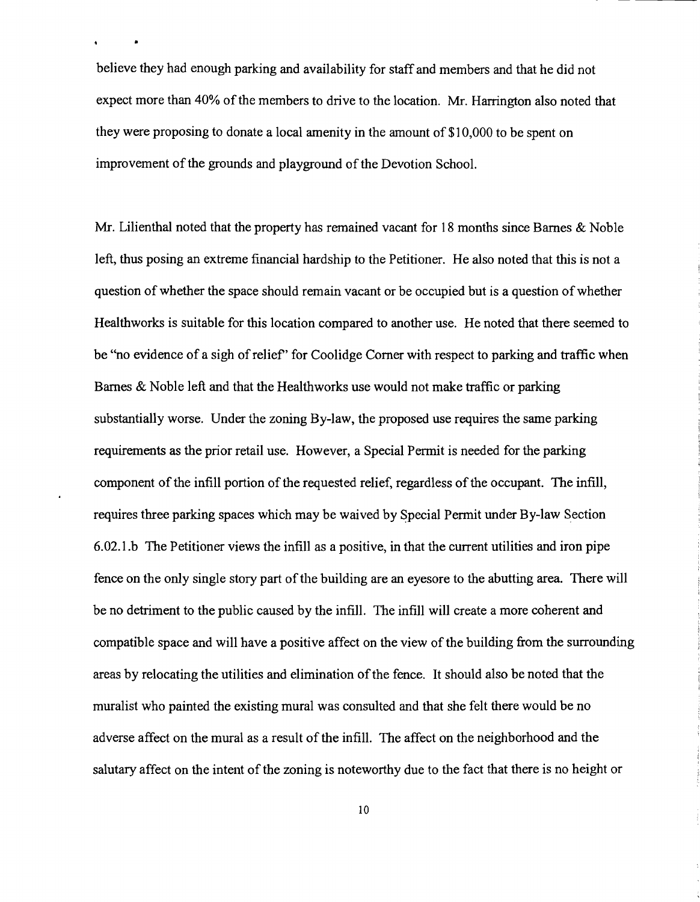believe they had enough parking and availability for staff and members and that he did not expect more than 40% of the members to drive to the location. Mr. Harrington also noted that they were proposing to donate a local amenity in the amount of $10,000 to be spent on improvement of the grounds and playground of the Devotion School.

Mr. Lilienthal noted that the property has remained vacant for 18 months since Barnes & Noble left, thus posing an extreme financial hardship to the Petitioner. He also noted that this is not a question of whether the space should remain vacant or be occupied but is a question of whether Healthworks is suitable for this location compared to another use. He noted that there seemed to be "no evidence of a sigh of relief" for Coolidge Corner with respect to parking and traffic when Barnes & Noble left and that the Healthworks use would not make traffic or parking substantially worse. Under the zoning By-law, the proposed use requires the same parking requirements as the prior retail use. However, a Special Permit is needed for the parking component of the infill portion of the requested relief, regardless of the occupant. The infill, requires three parking spaces which may be waived by Special Permit under By-law Section 6.02.1.b The Petitioner views the infill as a positive, in that the current utilities and iron pipe fence on the only single story part of the building are an eyesore to the abutting area. There will be no detriment to the public caused by the infill. The infill will create a more coherent and compatible space and will have a positive affect on the view of the building from the surrounding areas by relocating the utilities and elimination of the fence. It should also be noted that the muralist who painted the existing mural was consulted and that she felt there would be no adverse affect on the mural as a result of the infill. The affect on the neighborhood and the salutary affect on the intent of the zoning is noteworthy due to the fact that there is no height or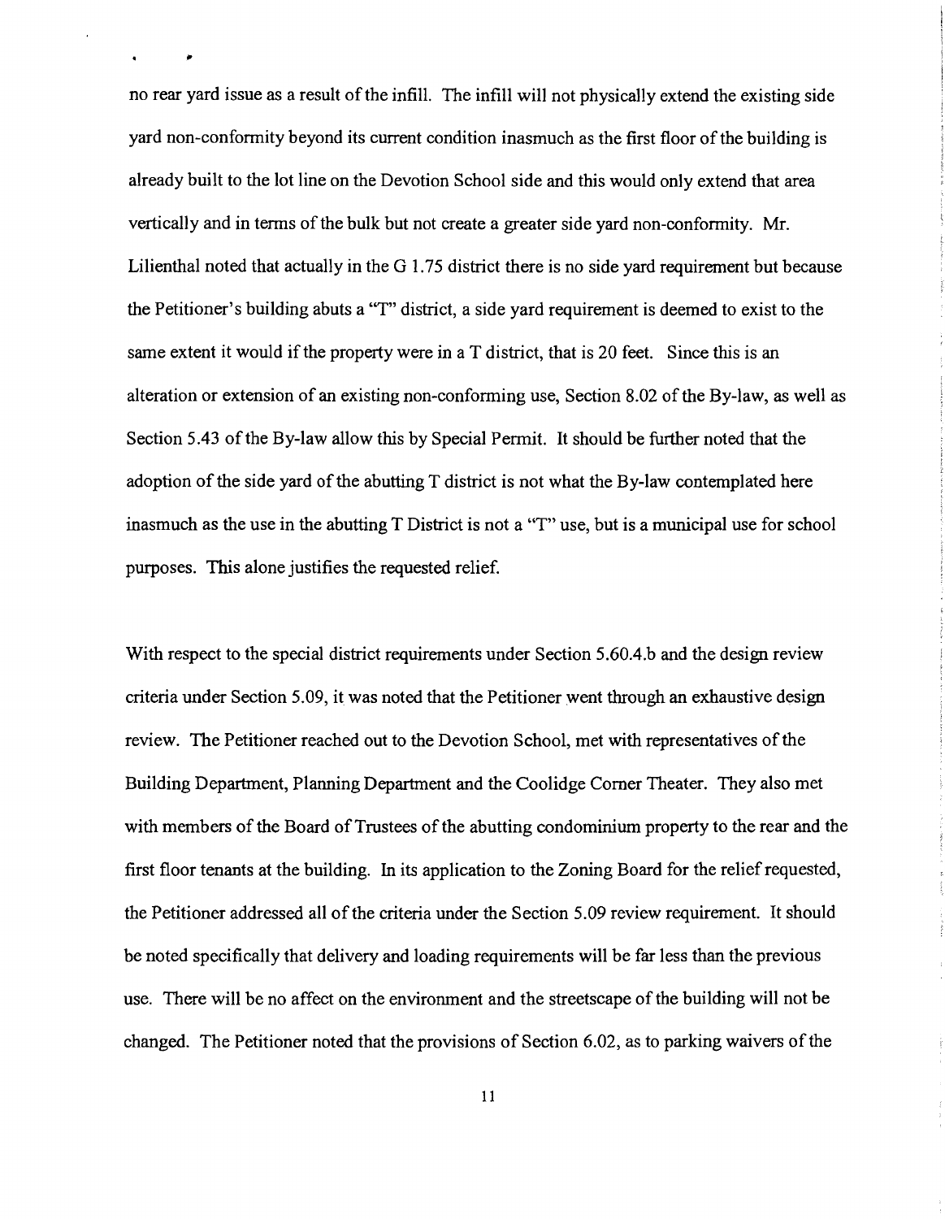no rear yard issue as a result of the infill. The infill will not physically extend the existing side yard non-conformity beyond its current condition inasmuch as the first floor of the building is already built to the lot line on the Devotion School side and this would only extend that area vertically and in terms of the bulk but not create a greater side yard non-conformity. Mr. Lilienthal noted that actually in the G 1.75 district there is no side yard requirement but because the Petitioner's building abuts a "T" district, a side yard requirement is deemed to exist to the same extent it would if the property were in a T district, that is 20 feet. Since this is an alteration or extension of an existing non-conforming use, Section 8.02 of the By-law, as well as Section 5.43 of the By-law allow this by Special Permit. It should be further noted that the adoption of the side yard of the abutting T district is not what the By-law contemplated here inasmuch as the use in the abutting T District is not a "T" use, but is a municipal use for school purposes. This alone justifies the requested relief.

With respect to the special district requirements under Section 5.60.4.b and the design review criteria under Section 5.09, it was noted that the Petitioner went through an exhaustive design review. The Petitioner reached out to the Devotion School, met with representatives of the Building Department, Planning Department and the Coolidge Corner Theater. They also met with members of the Board of Trustees of the abutting condominium property to the rear and the first floor tenants at the building. In its application to the Zoning Board for the relief requested, the Petitioner addressed all of the criteria under the Section 5.09 review requirement. It should be noted specifically that delivery and loading requirements will be far less than the previous use. There will be no affect on the environment and the streetscape of the building will not be changed. The Petitioner noted that the provisions of Section 6.02, as to parking waivers of the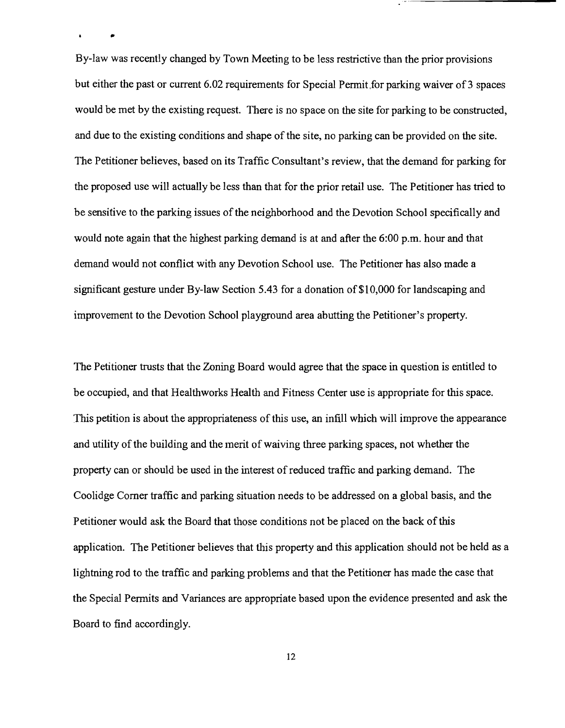By-law was recently changed by Town Meeting to be less restrictive than the prior provisions but either the past or current 6.02 requirements for Special Permit for parking waiver of 3 spaces would be met by the existing request. There is no space on the site for parking to be constructed, and due to the existing conditions and shape of the site, no parking can be provided on the site. The Petitioner believes, based on its Traffic Consultant's review, that the demand for parking for the proposed use will actually be less than that for the prior retail use. The Petitioner has tried to be sensitive to the parking issues of the neighborhood and the Devotion School specifically and would note again that the highest parking demand is at and after the 6:00 p.m. hour and that demand would not conflict with any Devotion School use. The Petitioner has also made a significant gesture under By-law Section 5.43 for a donation of $10,000 for landscaping and improvement to the Devotion School playground area abutting the Petitioner's property.

The Petitioner trusts that the Zoning Board would agree that the space in question is entitled to be occupied, and that Healthworks Health and Fitness Center use is appropriate for this space. This petition is about the appropriateness of this use, an infill which will improve the appearance and utility of the building and the merit of waiving three parking spaces, not whether the property can or should be used in the interest of reduced traffic and parking demand. The Coolidge Corner traffic and parking situation needs to be addressed on a global basis, and the Petitioner would ask the Board that those conditions not be placed on the back of this application. The Petitioner believes that this property and this application should not be held as a lightning rod to the traffic and parking problems and that the Petitioner has made the case that the Special Permits and Variances are appropriate based upon the evidence presented and ask the Board to find accordingly.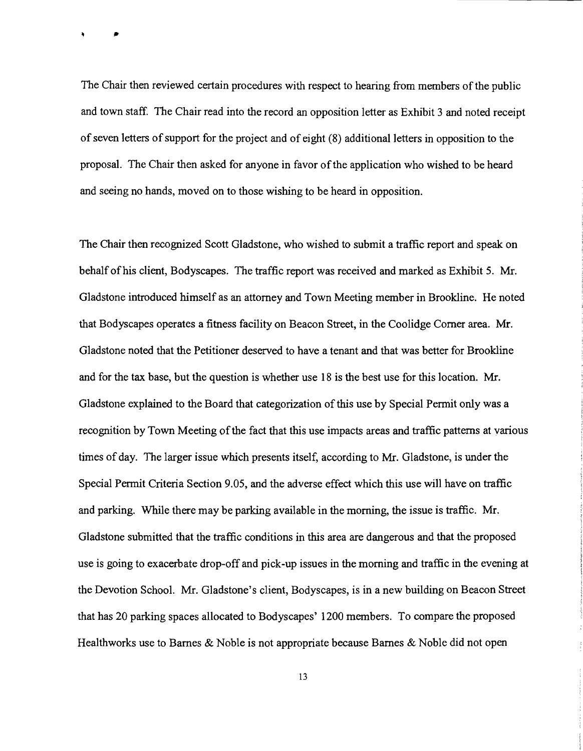The Chair then reviewed certain procedures with respect to hearing from members of the public and town staff. The Chair read into the record an opposition letter as Exhibit 3 and noted receipt of seven letters of support for the project and of eight (8) additional letters in opposition to the proposal. The Chair then asked for anyone in favor of the application who wished to be heard and seeing no hands, moved on to those wishing to be heard in opposition.

The Chair then recognized Scott Gladstone, who wished to submit a traffic report and speak on behalf of his client, Bodyscapes. The traffic report was received and marked as Exhibit 5. Mr. Gladstone introduced himself as an attorney and Town Meeting member in Brookline. He noted that Bodyscapes operates a fitness facility on Beacon Street, in the Coolidge Corner area. Mr. Gladstone noted that the Petitioner deserved to have a tenant and that was better for Brookline and for the tax base, but the question is whether use 18 is the best use for this location. Mr. Gladstone explained to the Board that categorization of this use by Special Permit only was a recognition by Town Meeting of the fact that this use impacts areas and traffic patterns at various times of day. The larger issue which presents itself, according to Mr. Gladstone, is under the Special Permit Criteria Section 9.05, and the adverse effect which this use will have on traffic and parking. While there may be parking available in the morning, the issue is traffic. Mr. Gladstone submitted that the traffic conditions in this area are dangerous and that the proposed use is going to exacerbate drop-off and pick-up issues in the morning and traffic in the evening at the Devotion School. Mr. Gladstone's client, Bodyscapes, is in a new building on Beacon Street that has 20 parking spaces allocated to Bodyscapes' 1200 members. To compare the proposed Healthworks use to Barnes & Noble is not appropriate because Barnes & Noble did not open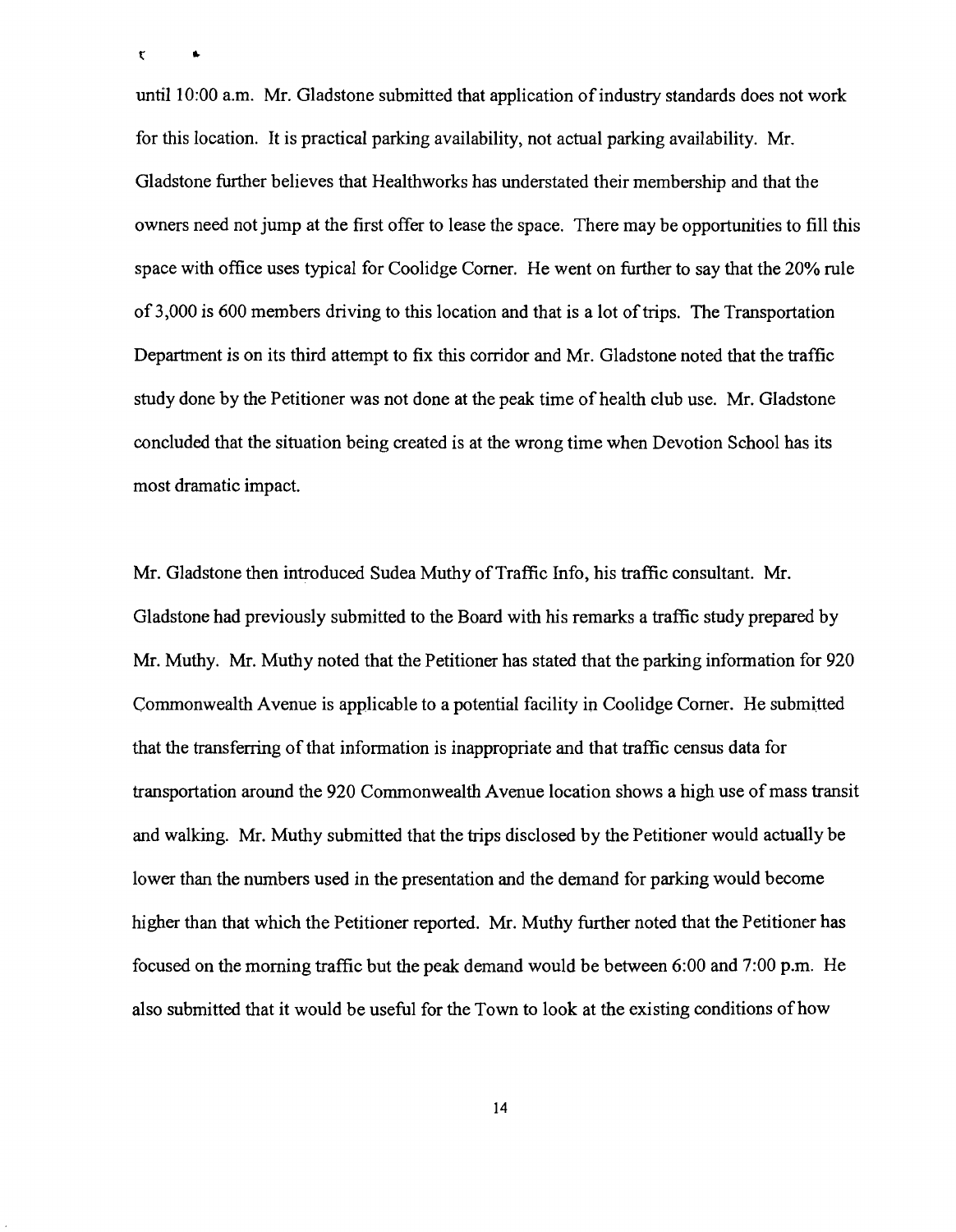until 10:00 a.m. Mr. Gladstone submitted that application of industry standards does not work for this location. It is practical parking availability, not actual parking availability. Mr. Gladstone further believes that Healthworks has understated their membership and that the owners need not jump at the first offer to lease the space. There may be opportunities to fill this space with office uses typical for Coolidge Corner. He went on further to say that the 20% rule of 3,000 is 600 members driving to this location and that is a lot of trips. The Transportation Department is on its third attempt to fix this corridor and Mr. Gladstone noted that the traffic study done by the Petitioner was not done at the peak time of health club use. Mr. Gladstone concluded that the situation being created is at the wrong time when Devotion School has its most dramatic impact.

Mr. Gladstone then introduced Sudea Muthy of Traffic Info, his traffic consultant. Mr. Gladstone had previously submitted to the Board with his remarks a traffic study prepared by Mr. Muthy. Mr. Muthy noted that the Petitioner has stated that the parking information for 920 Commonwealth Avenue is applicable to a potential facility in Coolidge Corner. He submitted that the transferring of that information is inappropriate and that traffic census data for transportation around the 920 Commonwealth Avenue location shows a high use of mass transit and walking. Mr. Muthy submitted that the trips disclosed by the Petitioner would actually be lower than the numbers used in the presentation and the demand for parking would become higher than that which the Petitioner reported. Mr. Muthy further noted that the Petitioner has focused on the morning traffic but the peak demand would be between 6:00 and 7:00 p.m. He also submitted that it would be useful for the Town to look at the existing conditions of how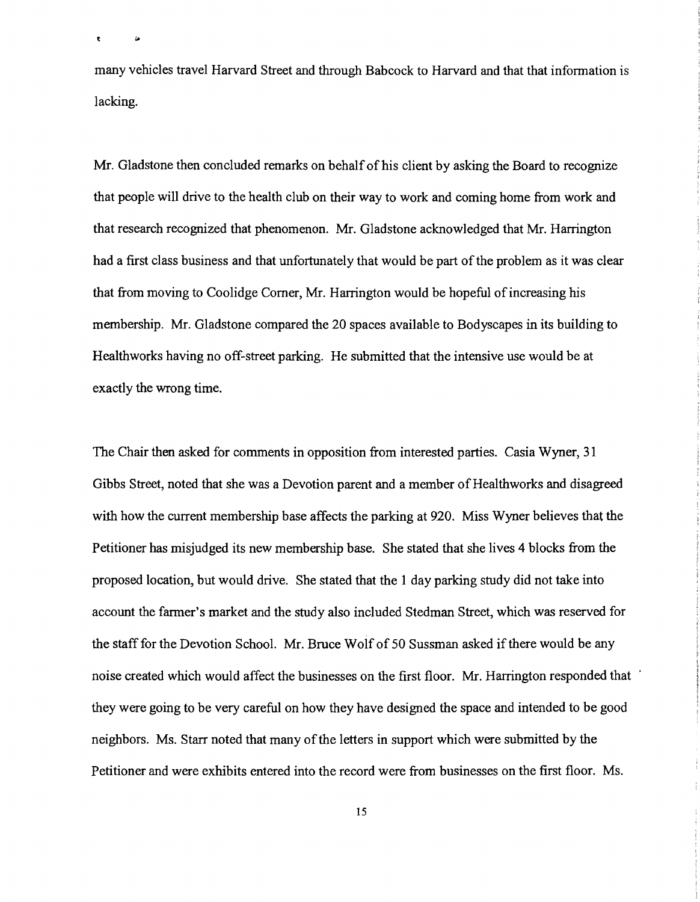many vehicles travel Harvard Street and through Babcock to Harvard and that that information is lacking.

Mr. Gladstone then concluded remarks on behalf of his client by asking the Board to recognize that people will drive to the health club on their way to work and coming home from work and that research recognized that phenomenon. Mr. Gladstone acknowledged that Mr. Harrington had a first class business and that unfortunately that would be part of the problem as it was clear that from moving to Coolidge Corner, Mr. Harrington would be hopeful of increasing his membership. Mr. Gladstone compared the 20 spaces available to Bodyscapes in its building to Healthworks having no off-street parking. He submitted that the intensive use would be at exactly the wrong time.

The Chair then asked for comments in opposition from interested parties. Casia Wyner, 31 Gibbs Street, noted that she was a Devotion parent and a member of Healthworks and disagreed with how the current membership base affects the parking at 920. Miss Wyner believes that the Petitioner has misjudged its new membership base. She stated that she lives 4 blocks from the proposed location, but would drive. She stated that the 1 day parking study did not take into account the farmer's market and the study also included Stedman Street, which was reserved for the staff for the Devotion School. Mr. Bruce Wolf of 50 Sussman asked if there would be any noise created which would affect the businesses on the first floor. Mr. Harrington responded that they were going to be very careful on how they have designed the space and intended to be good neighbors. Ms. Starr noted that many of the letters in support which were submitted by the Petitioner and were exhibits entered into the record were from businesses on the first floor. Ms.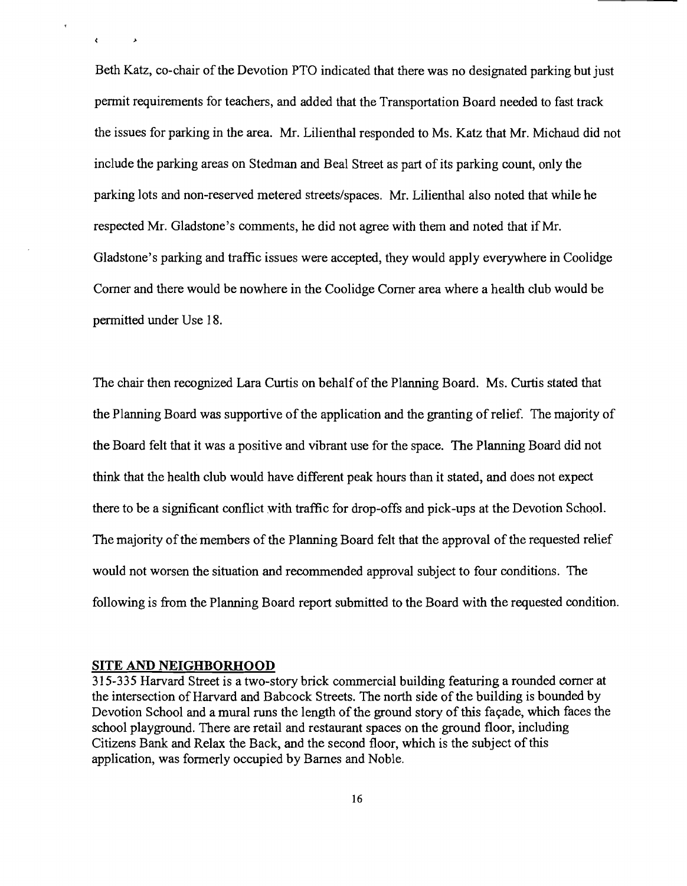Beth Katz, co-chair of the Devotion PTO indicated that there was no designated parking but just permit requirements for teachers, and added that the Transportation Board needed to fast track the issues for parking in the area. Mr. Lilienthal responded to Ms. Katz that Mr. Michaud did not include the parking areas on Stedman and Beal Street as part of its parking count, only the parking lots and non-reserved metered streets/spaces. Mr. Lilienthal also noted that while he respected Mr. Gladstone's comments, he did not agree with them and noted that if Mr. Gladstone's parking and traffic issues were accepted, they would apply everywhere in Coolidge Corner and there would be nowhere in the Coolidge Corner area where a health club would be permitted under Use 18.

The chair then recognized Lara Curtis on behalf of the Planning Board. Ms. Curtis stated that the Planning Board was supportive of the application and the granting of relief. The majority of the Board felt that it was a positive and vibrant use for the space. The Planning Board did not think that the health club would have different peak hours than it stated, and does not expect there to be a significant conflict with traffic for drop-offs and pick-ups at the Devotion School. The majority of the members of the Planning Board felt that the approval of the requested relief would not worsen the situation and recommended approval subject to four conditions. The following is from the Planning Board report submitted to the Board with the requested condition.

**SITE AND NEIGHBORHOOD**

315-335 Harvard Street is a two-story brick commercial building featuring a rounded corner at the intersection of Harvard and Babcock Streets. The north side of the building is bounded by Devotion School and a mural runs the length of the ground story of this façade, which faces the school playground. There are retail and restaurant spaces on the ground floor, including Citizens Bank and Relax the Back, and the second floor, which is the subject of this application, was formerly occupied by Barnes and Noble.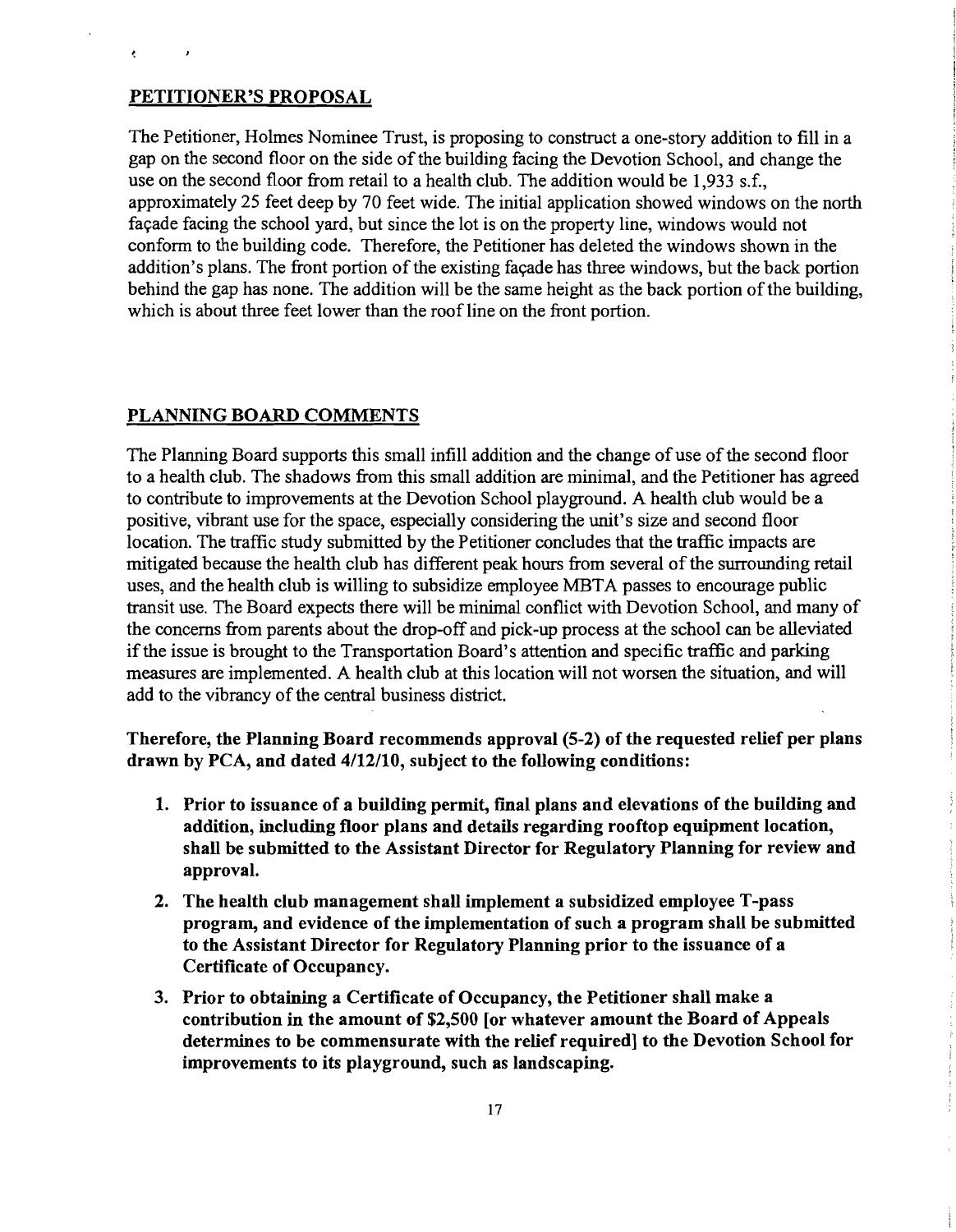## PETITIONER'S PROPOSAL

The Petitioner, Holmes Nominee Trust, is proposing to construct a one-story addition to fill in a gap on the second floor on the side of the building facing the Devotion School, and change the use on the second floor from retail to a health club. The addition would be 1,933 s.f., approximately 25 feet deep by 70 feet wide. The initial application showed windows on the north façade facing the school yard, but since the lot is on the property line, windows would not conform to the building code. Therefore, the Petitioner has deleted the windows shown in the addition's plans. The front portion of the existing façade has three windows, but the back portion behind the gap has none. The addition will be the same height as the back portion of the building, which is about three feet lower than the roof line on the front portion.

## PLANNING BOARD COMMENTS

The Planning Board supports this small infill addition and the change of use of the second floor to a health club. The shadows from this small addition are minimal, and the Petitioner has agreed to contribute to improvements at the Devotion School playground. A health club would be a positive, vibrant use for the space, especially considering the unit's size and second floor location. The traffic study submitted by the Petitioner concludes that the traffic impacts are mitigated because the health club has different peak hours from several of the surrounding retail uses, and the health club is willing to subsidize employee MBTA passes to encourage public transit use. The Board expects there will be minimal conflict with Devotion School, and many of the concerns from parents about the drop-off and pick-up process at the school can be alleviated if the issue is brought to the Transportation Board's attention and specific traffic and parking measures are implemented. A health club at this location will not worsen the situation, and will add to the vibrancy of the central business district.

**Therefore, the Planning Board recommends approval (5-2) of the requested relief per plans drawn by PCA, and dated 4/12/10, subject to the following conditions:**

1. **Prior to issuance of a building permit, final plans and elevations of the building and addition, including floor plans and details regarding rooftop equipment location, shall be submitted to the Assistant Director for Regulatory Planning for review and approval.**
2. **The health club management shall implement a subsidized employee T-pass program, and evidence of the implementation of such a program shall be submitted to the Assistant Director for Regulatory Planning prior to the issuance of a Certificate of Occupancy.**
3. **Prior to obtaining a Certificate of Occupancy, the Petitioner shall make a contribution in the amount of $2,500 [or whatever amount the Board of Appeals determines to be commensurate with the relief required] to the Devotion School for improvements to its playground, such as landscaping.**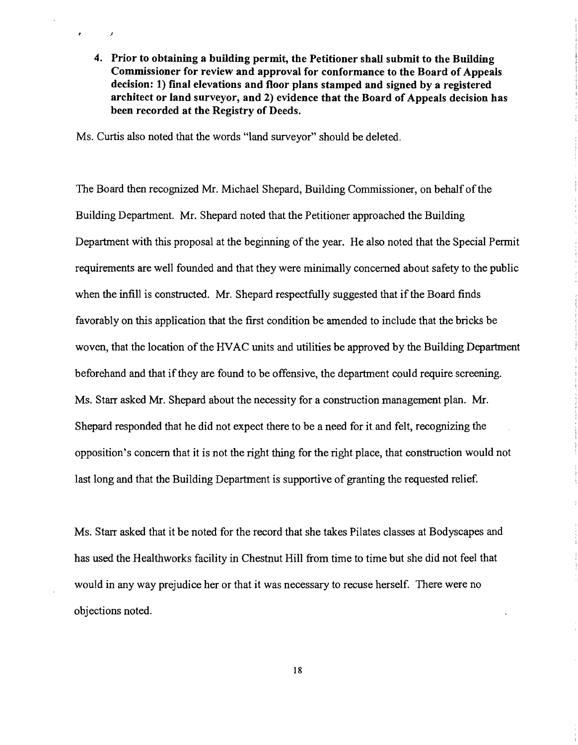4. **Prior to obtaining a building permit, the Petitioner shall submit to the Building Commissioner for review and approval for conformance to the Board of Appeals decision: 1) final elevations and floor plans stamped and signed by a registered architect or land surveyor, and 2) evidence that the Board of Appeals decision has been recorded at the Registry of Deeds.**

Ms. Curtis also noted that the words "land surveyor" should be deleted.

The Board then recognized Mr. Michael Shepard, Building Commissioner, on behalf of the Building Department. Mr. Shepard noted that the Petitioner approached the Building Department with this proposal at the beginning of the year. He also noted that the Special Permit requirements are well founded and that they were minimally concerned about safety to the public when the infill is constructed. Mr. Shepard respectfully suggested that if the Board finds favorably on this application that the first condition be amended to include that the bricks be woven, that the location of the HVAC units and utilities be approved by the Building Department beforehand and that if they are found to be offensive, the department could require screening. Ms. Starr asked Mr. Shepard about the necessity for a construction management plan. Mr. Shepard responded that he did not expect there to be a need for it and felt, recognizing the opposition's concern that it is not the right thing for the right place, that construction would not last long and that the Building Department is supportive of granting the requested relief.

Ms. Starr asked that it be noted for the record that she takes Pilates classes at Bodyscapes and has used the Healthworks facility in Chestnut Hill from time to time but she did not feel that would in any way prejudice her or that it was necessary to recuse herself. There were no objections noted.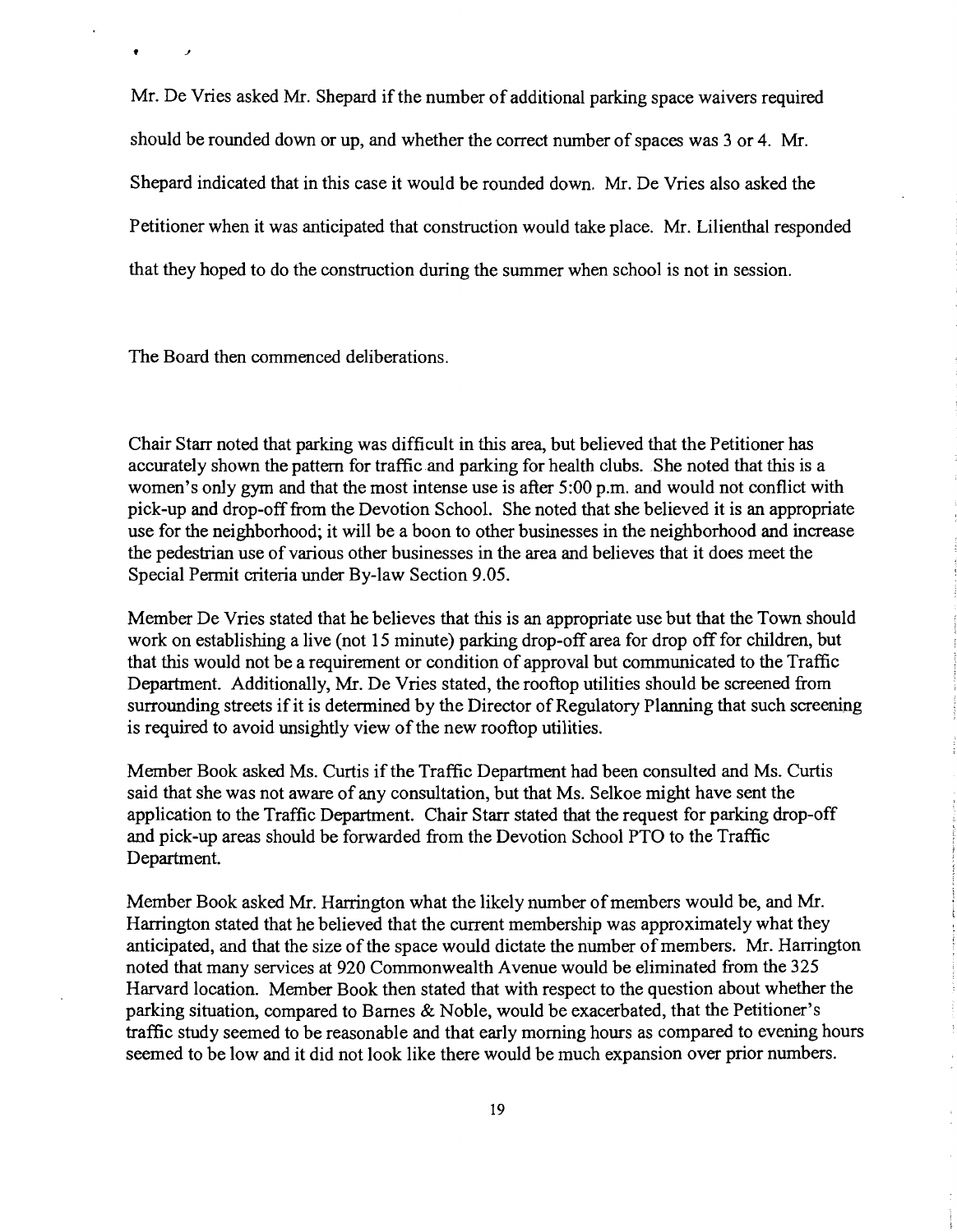Mr. De Vries asked Mr. Shepard if the number of additional parking space waivers required should be rounded down or up, and whether the correct number of spaces was 3 or 4. Mr. Shepard indicated that in this case it would be rounded down. Mr. De Vries also asked the Petitioner when it was anticipated that construction would take place. Mr. Lilienthal responded that they hoped to do the construction during the summer when school is not in session.

The Board then commenced deliberations.

Chair Starr noted that parking was difficult in this area, but believed that the Petitioner has accurately shown the pattern for traffic and parking for health clubs. She noted that this is a women's only gym and that the most intense use is after 5:00 p.m. and would not conflict with pick-up and drop-off from the Devotion School. She noted that she believed it is an appropriate use for the neighborhood; it will be a boon to other businesses in the neighborhood and increase the pedestrian use of various other businesses in the area and believes that it does meet the Special Permit criteria under By-law Section 9.05.

Member De Vries stated that he believes that this is an appropriate use but that the Town should work on establishing a live (not 15 minute) parking drop-off area for drop off for children, but that this would not be a requirement or condition of approval but communicated to the Traffic Department. Additionally, Mr. De Vries stated, the rooftop utilities should be screened from surrounding streets if it is determined by the Director of Regulatory Planning that such screening is required to avoid unsightly view of the new rooftop utilities.

Member Book asked Ms. Curtis if the Traffic Department had been consulted and Ms. Curtis said that she was not aware of any consultation, but that Ms. Selkoe might have sent the application to the Traffic Department. Chair Starr stated that the request for parking drop-off and pick-up areas should be forwarded from the Devotion School PTO to the Traffic Department.

Member Book asked Mr. Harrington what the likely number of members would be, and Mr. Harrington stated that he believed that the current membership was approximately what they anticipated, and that the size of the space would dictate the number of members. Mr. Harrington noted that many services at 920 Commonwealth Avenue would be eliminated from the 325 Harvard location. Member Book then stated that with respect to the question about whether the parking situation, compared to Barnes & Noble, would be exacerbated, that the Petitioner's traffic study seemed to be reasonable and that early morning hours as compared to evening hours seemed to be low and it did not look like there would be much expansion over prior numbers.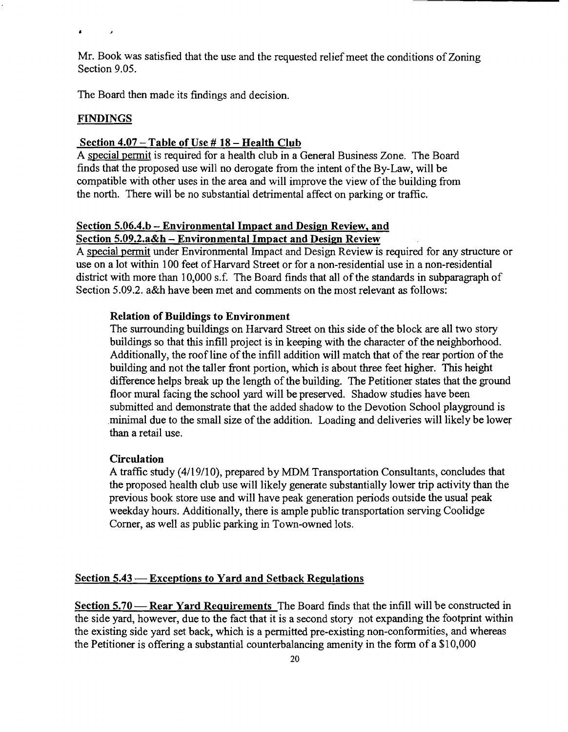Mr. Book was satisfied that the use and the requested relief meet the conditions of Zoning Section 9.05.

The Board then made its findings and decision.

## FINDINGS

### Section 4.07 – Table of Use # 18 – Health Club

A special permit is required for a health club in a General Business Zone. The Board finds that the proposed use will no derogate from the intent of the By-Law, will be compatible with other uses in the area and will improve the view of the building from the north. There will be no substantial detrimental affect on parking or traffic.

### Section 5.06.4.b – Environmental Impact and Design Review, and Section 5.09.2.a&h – Environmental Impact and Design Review

A special permit under Environmental Impact and Design Review is required for any structure or use on a lot within 100 feet of Harvard Street or for a non-residential use in a non-residential district with more than 10,000 s.f. The Board finds that all of the standards in subparagraph of Section 5.09.2. a&h have been met and comments on the most relevant as follows:

**Relation of Buildings to Environment**

The surrounding buildings on Harvard Street on this side of the block are all two story buildings so that this infill project is in keeping with the character of the neighborhood. Additionally, the roof line of the infill addition will match that of the rear portion of the building and not the taller front portion, which is about three feet higher. This height difference helps break up the length of the building. The Petitioner states that the ground floor mural facing the school yard will be preserved. Shadow studies have been submitted and demonstrate that the added shadow to the Devotion School playground is minimal due to the small size of the addition. Loading and deliveries will likely be lower than a retail use.

**Circulation**

A traffic study (4/19/10), prepared by MDM Transportation Consultants, concludes that the proposed health club use will likely generate substantially lower trip activity than the previous book store use and will have peak generation periods outside the usual peak weekday hours. Additionally, there is ample public transportation serving Coolidge Corner, as well as public parking in Town-owned lots.

### Section 5.43 — Exceptions to Yard and Setback Regulations

**Section 5.70 — Rear Yard Requirements** The Board finds that the infill will be constructed in the side yard, however, due to the fact that it is a second story not expanding the footprint within the existing side yard set back, which is a permitted pre-existing non-conformities, and whereas the Petitioner is offering a substantial counterbalancing amenity in the form of a $10,000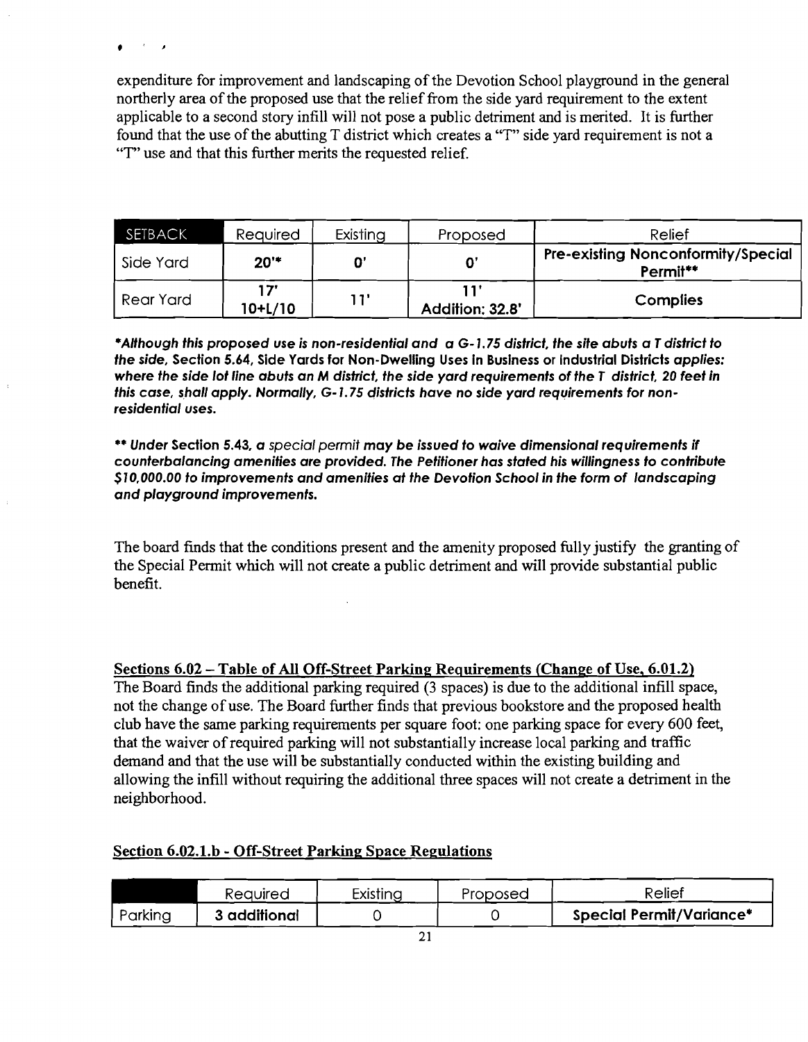expenditure for improvement and landscaping of the Devotion School playground in the general northerly area of the proposed use that the relief from the side yard requirement to the extent applicable to a second story infill will not pose a public detriment and is merited. It is further found that the use of the abutting T district which creates a "T" side yard requirement is not a "T" use and that this further merits the requested relief.

| SETBACK | Required | Existing | Proposed | Relief |
|---|---|---|---|---|
| Side Yard | **20'*** | **0'** | **0'** | **Pre-existing Nonconformity/Special Permit**** |
| Rear Yard | **17'**<br>**10+L/10** | **11'** | **11'**<br>**Addition: 32.8'** | **Complies** |

***Although this proposed use is non-residential and a G-1.75 district, the site abuts a T district to the side, Section 5.64, Side Yards for Non-Dwelling Uses in Business or Industrial Districts applies: where the side lot line abuts an M district, the side yard requirements of the T district, 20 feet in this case, shall apply. Normally, G-1.75 districts have no side yard requirements for non-residential uses.***

***** Under Section 5.43, a** *special permit* **may be issued to waive dimensional requirements if counterbalancing amenities are provided. The Petitioner has stated his willingness to contribute $10,000.00 to improvements and amenities at the Devotion School in the form of landscaping and playground improvements.***

The board finds that the conditions present and the amenity proposed fully justify the granting of the Special Permit which will not create a public detriment and will provide substantial public benefit.

**Sections 6.02 – Table of All Off-Street Parking Requirements (Change of Use, 6.01.2)**

The Board finds the additional parking required (3 spaces) is due to the additional infill space, not the change of use. The Board further finds that previous bookstore and the proposed health club have the same parking requirements per square foot: one parking space for every 600 feet, that the waiver of required parking will not substantially increase local parking and traffic demand and that the use will be substantially conducted within the existing building and allowing the infill without requiring the additional three spaces will not create a detriment in the neighborhood.

**Section 6.02.1.b - Off-Street Parking Space Regulations**

| | Required | Existing | Proposed | Relief |
|---|---|---|---|---|
| Parking | **3 additional** | 0 | 0 | **Special Permit/Variance*** |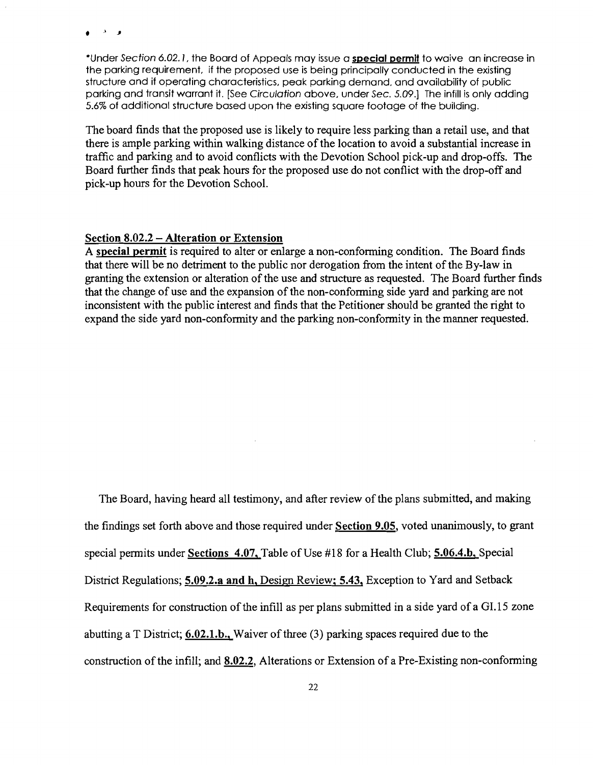*Under *Section 6.02.1*, the Board of Appeals may issue a **special permit** to waive an increase in the parking requirement, if the proposed use is being principally conducted in the existing structure and if operating characteristics, peak parking demand, and availability of public parking and transit warrant it. [See *Circulation* above, under *Sec. 5.09*.] The infill is only adding 5.6% of additional structure based upon the existing square footage of the building.

The board finds that the proposed use is likely to require less parking than a retail use, and that there is ample parking within walking distance of the location to avoid a substantial increase in traffic and parking and to avoid conflicts with the Devotion School pick-up and drop-offs. The Board further finds that peak hours for the proposed use do not conflict with the drop-off and pick-up hours for the Devotion School.

**Section 8.02.2 – Alteration or Extension**

A **special permit** is required to alter or enlarge a non-conforming condition. The Board finds that there will be no detriment to the public nor derogation from the intent of the By-law in granting the extension or alteration of the use and structure as requested. The Board further finds that the change of use and the expansion of the non-conforming side yard and parking are not inconsistent with the public interest and finds that the Petitioner should be granted the right to expand the side yard non-conformity and the parking non-conformity in the manner requested.

The Board, having heard all testimony, and after review of the plans submitted, and making the findings set forth above and those required under **Section 9.05**, voted unanimously, to grant special permits under **Sections 4.07,** Table of Use #18 for a Health Club; **5.06.4.b,** Special District Regulations; **5.09.2.a and h, Design Review; 5.43,** Exception to Yard and Setback Requirements for construction of the infill as per plans submitted in a side yard of a GI.15 zone abutting a T District; **6.02.1.b.,** Waiver of three (3) parking spaces required due to the construction of the infill; and **8.02.2**, Alterations or Extension of a Pre-Existing non-conforming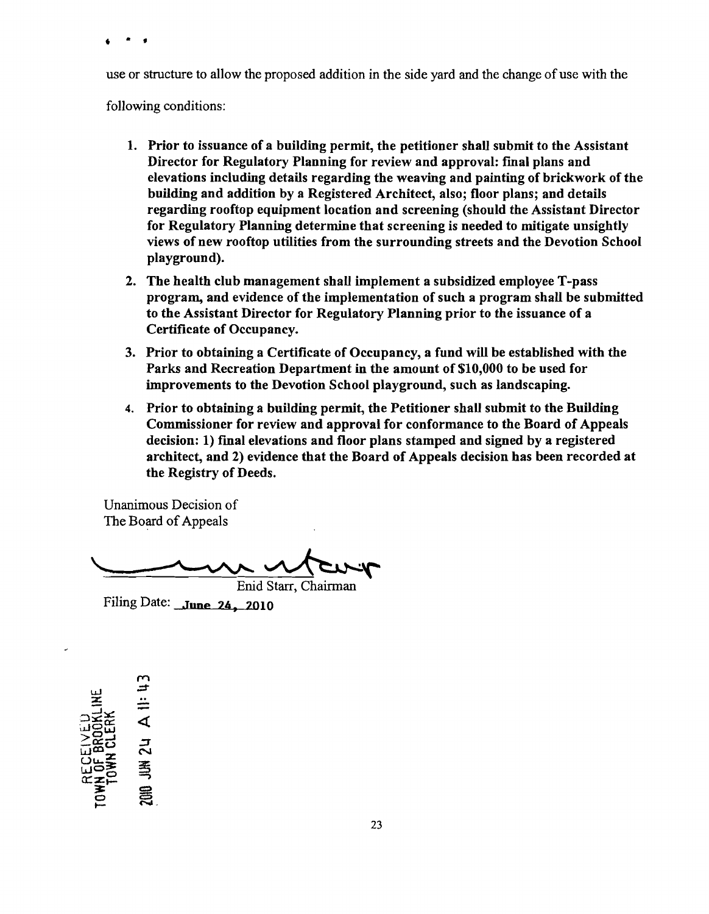use or structure to allow the proposed addition in the side yard and the change of use with the following conditions:

1. **Prior to issuance of a building permit, the petitioner shall submit to the Assistant Director for Regulatory Planning for review and approval: final plans and elevations including details regarding the weaving and painting of brickwork of the building and addition by a Registered Architect, also; floor plans; and details regarding rooftop equipment location and screening (should the Assistant Director for Regulatory Planning determine that screening is needed to mitigate unsightly views of new rooftop utilities from the surrounding streets and the Devotion School playground).**
2. **The health club management shall implement a subsidized employee T-pass program, and evidence of the implementation of such a program shall be submitted to the Assistant Director for Regulatory Planning prior to the issuance of a Certificate of Occupancy.**
3. **Prior to obtaining a Certificate of Occupancy, a fund will be established with the Parks and Recreation Department in the amount of $10,000 to be used for improvements to the Devotion School playground, such as landscaping.**
4. **Prior to obtaining a building permit, the Petitioner shall submit to the Building Commissioner for review and approval for conformance to the Board of Appeals decision: 1) final elevations and floor plans stamped and signed by a registered architect, and 2) evidence that the Board of Appeals decision has been recorded at the Registry of Deeds.**

Unanimous Decision of
The Board of Appeals

Enid Starr, Chairman

Filing Date: **June 24, 2010**

RECEIVED
TOWN OF BROOKLINE
TOWN CLERK
2010 JUN 24 A 11: 43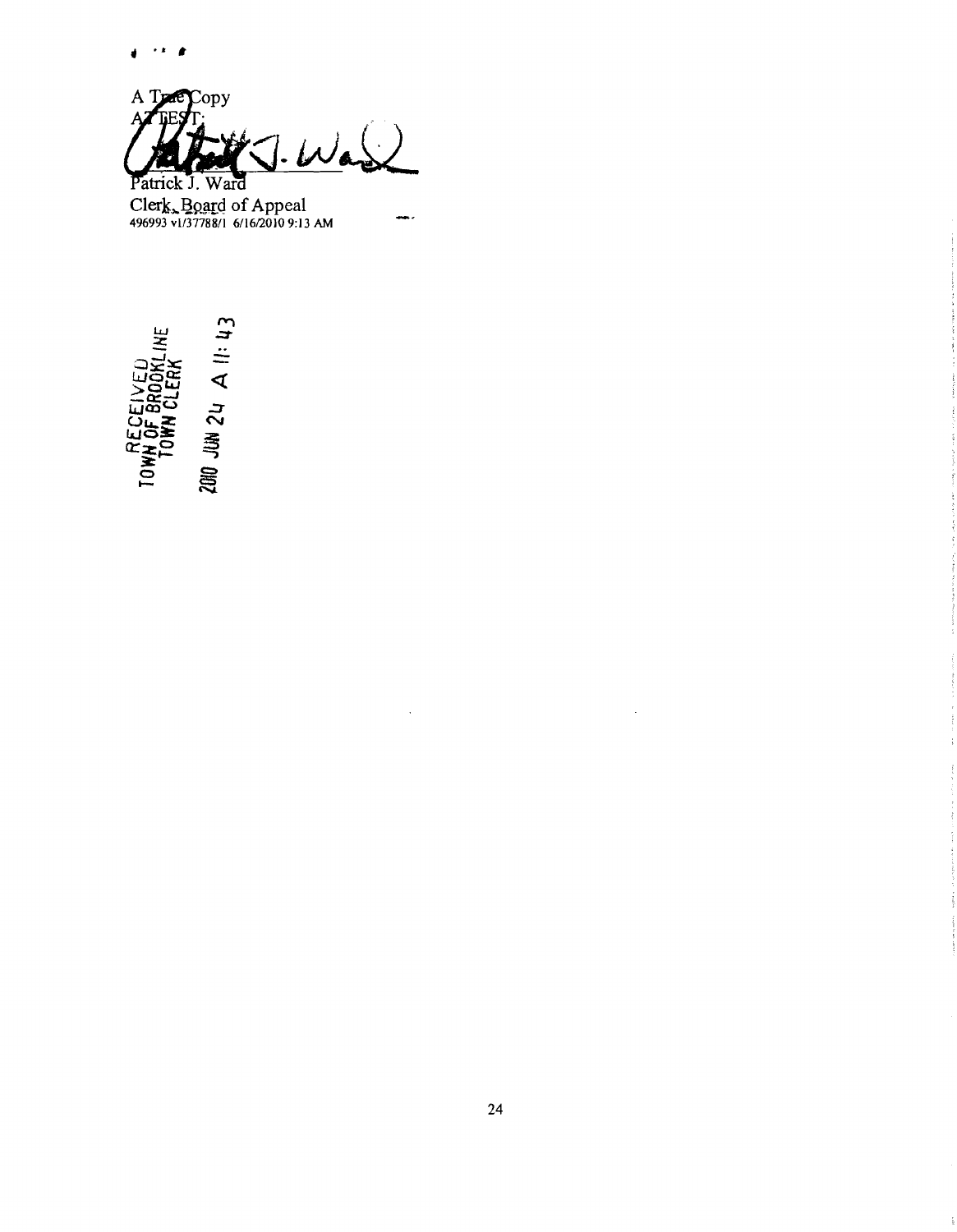A True Copy
ATTEST:

Patrick J. Ward
Clerk, Board of Appeal
496993 v1/37788/1 6/16/2010 9:13 AM

RECEIVED
TOWN OF BROOKLINE
TOWN CLERK

2010 JUN 24 A 11:43